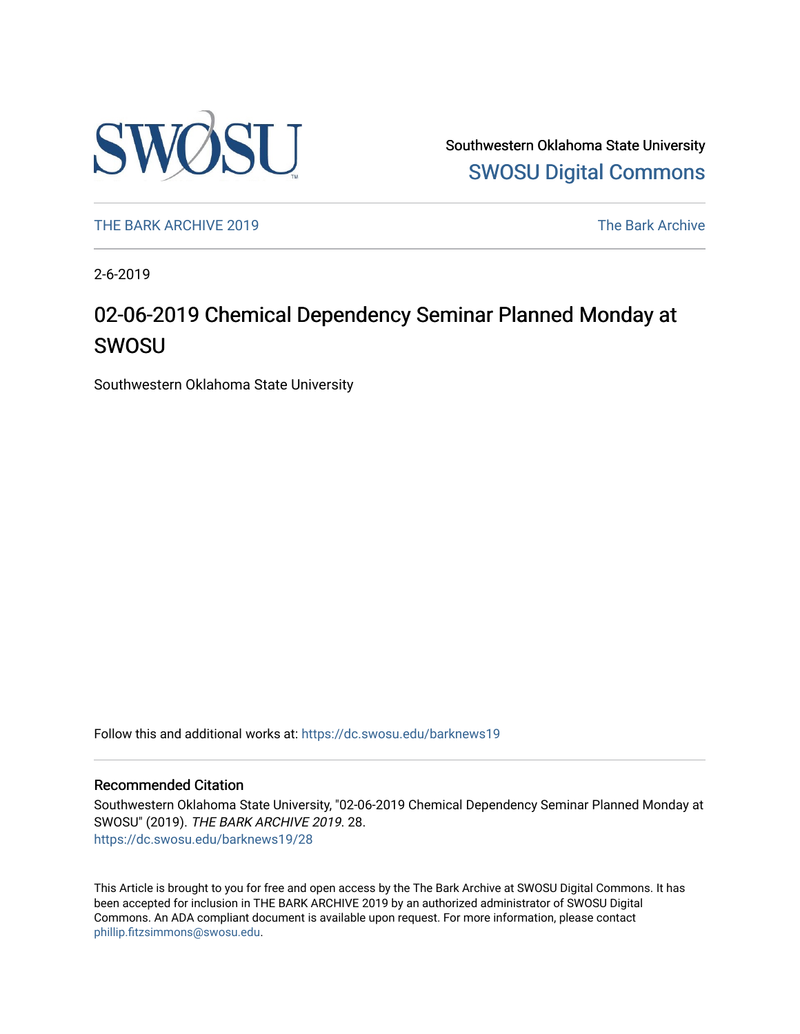Southwestern Oklahoma State University
SWOSU Digital Commons

THE BARK ARCHIVE 2019 | The Bark Archive

2-6-2019

# 02-06-2019 Chemical Dependency Seminar Planned Monday at SWOSU

Southwestern Oklahoma State University

Follow this and additional works at: https://dc.swosu.edu/barknews19

## Recommended Citation

Southwestern Oklahoma State University, "02-06-2019 Chemical Dependency Seminar Planned Monday at SWOSU" (2019). *THE BARK ARCHIVE 2019*. 28.
https://dc.swosu.edu/barknews19/28

This Article is brought to you for free and open access by the The Bark Archive at SWOSU Digital Commons. It has been accepted for inclusion in THE BARK ARCHIVE 2019 by an authorized administrator of SWOSU Digital Commons. An ADA compliant document is available upon request. For more information, please contact phillip.fitzsimmons@swosu.edu.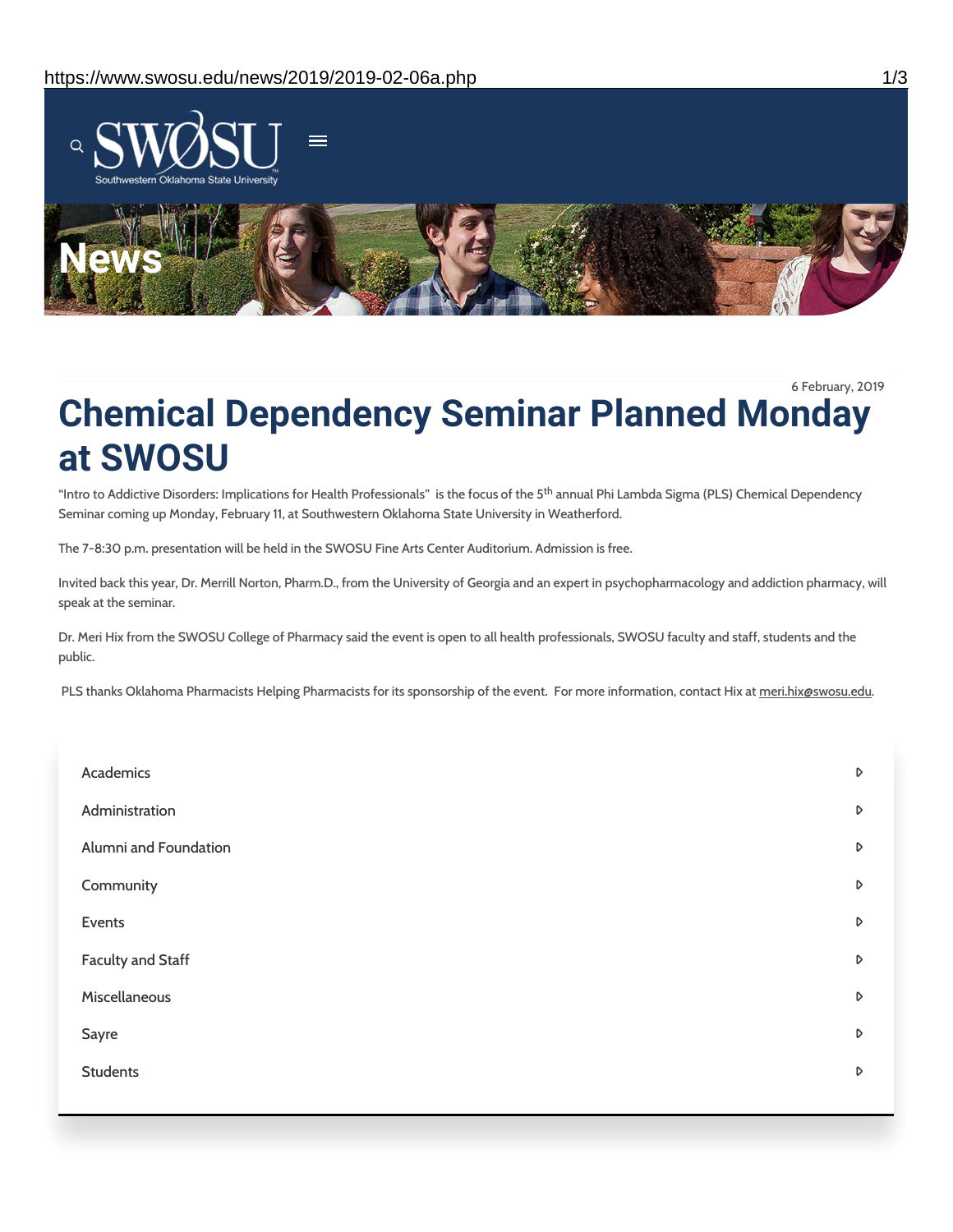6 February, 2019

# Chemical Dependency Seminar Planned Monday at SWOSU

"Intro to Addictive Disorders: Implications for Health Professionals" is the focus of the 5th annual Phi Lambda Sigma (PLS) Chemical Dependency Seminar coming up Monday, February 11, at Southwestern Oklahoma State University in Weatherford.

The 7-8:30 p.m. presentation will be held in the SWOSU Fine Arts Center Auditorium. Admission is free.

Invited back this year, Dr. Merrill Norton, Pharm.D., from the University of Georgia and an expert in psychopharmacology and addiction pharmacy, will speak at the seminar.

Dr. Meri Hix from the SWOSU College of Pharmacy said the event is open to all health professionals, SWOSU faculty and staff, students and the public.

PLS thanks Oklahoma Pharmacists Helping Pharmacists for its sponsorship of the event. For more information, contact Hix at meri.hix@swosu.edu.

- Academics
- Administration
- Alumni and Foundation
- Community
- Events
- Faculty and Staff
- Miscellaneous
- Sayre
- Students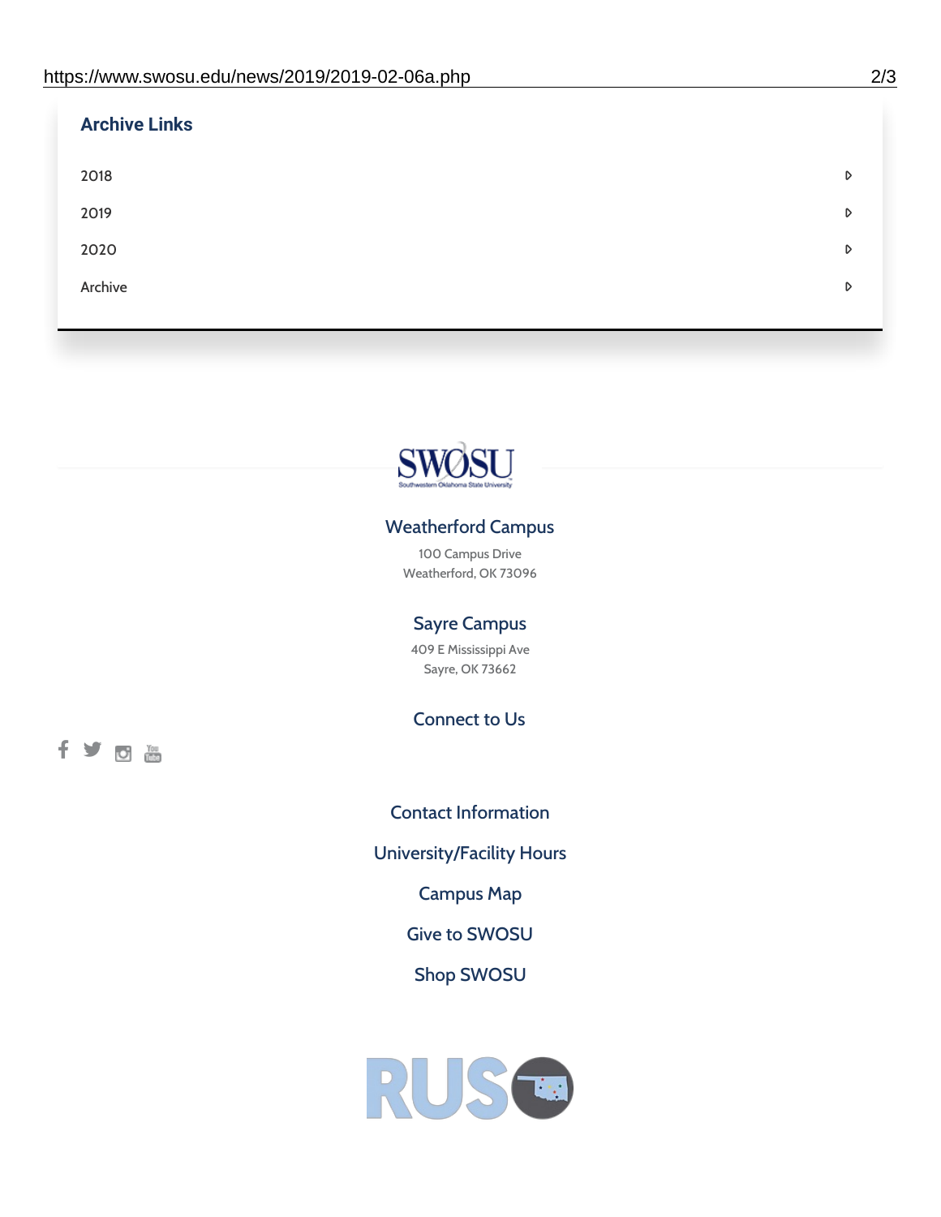## Archive Links

- 2018
- 2019
- 2020
- Archive

### Weatherford Campus

100 Campus Drive
Weatherford, OK 73096

### Sayre Campus

409 E Mississippi Ave
Sayre, OK 73662

### Connect to Us

Contact Information

University/Facility Hours

Campus Map

Give to SWOSU

Shop SWOSU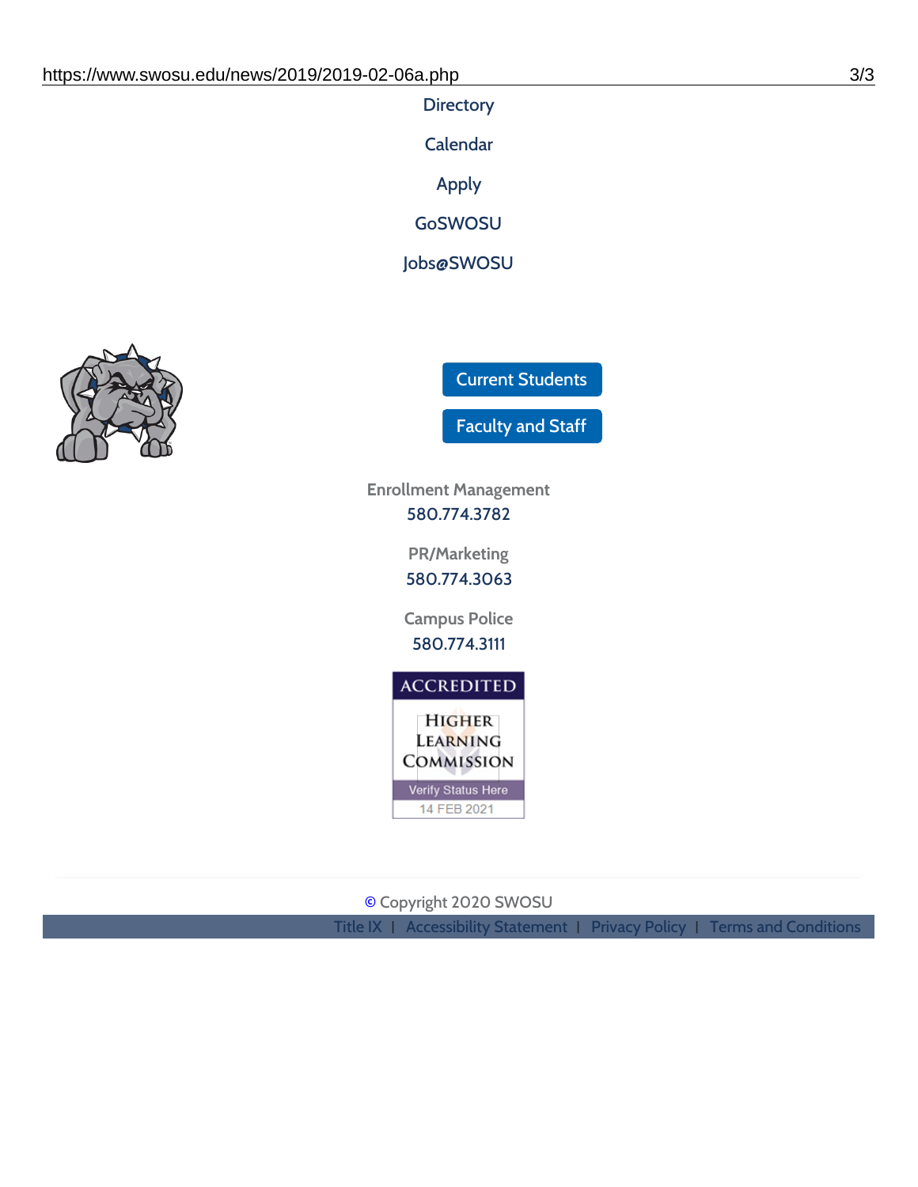Directory

Calendar

Apply

GoSWOSU

Jobs@SWOSU

Current Students

Faculty and Staff

Enrollment Management
580.774.3782

PR/Marketing
580.774.3063

Campus Police
580.774.3111

ACCREDITED

HIGHER LEARNING COMMISSION

Verify Status Here

14 FEB 2021

© Copyright 2020 SWOSU

Title IX | Accessibility Statement | Privacy Policy | Terms and Conditions